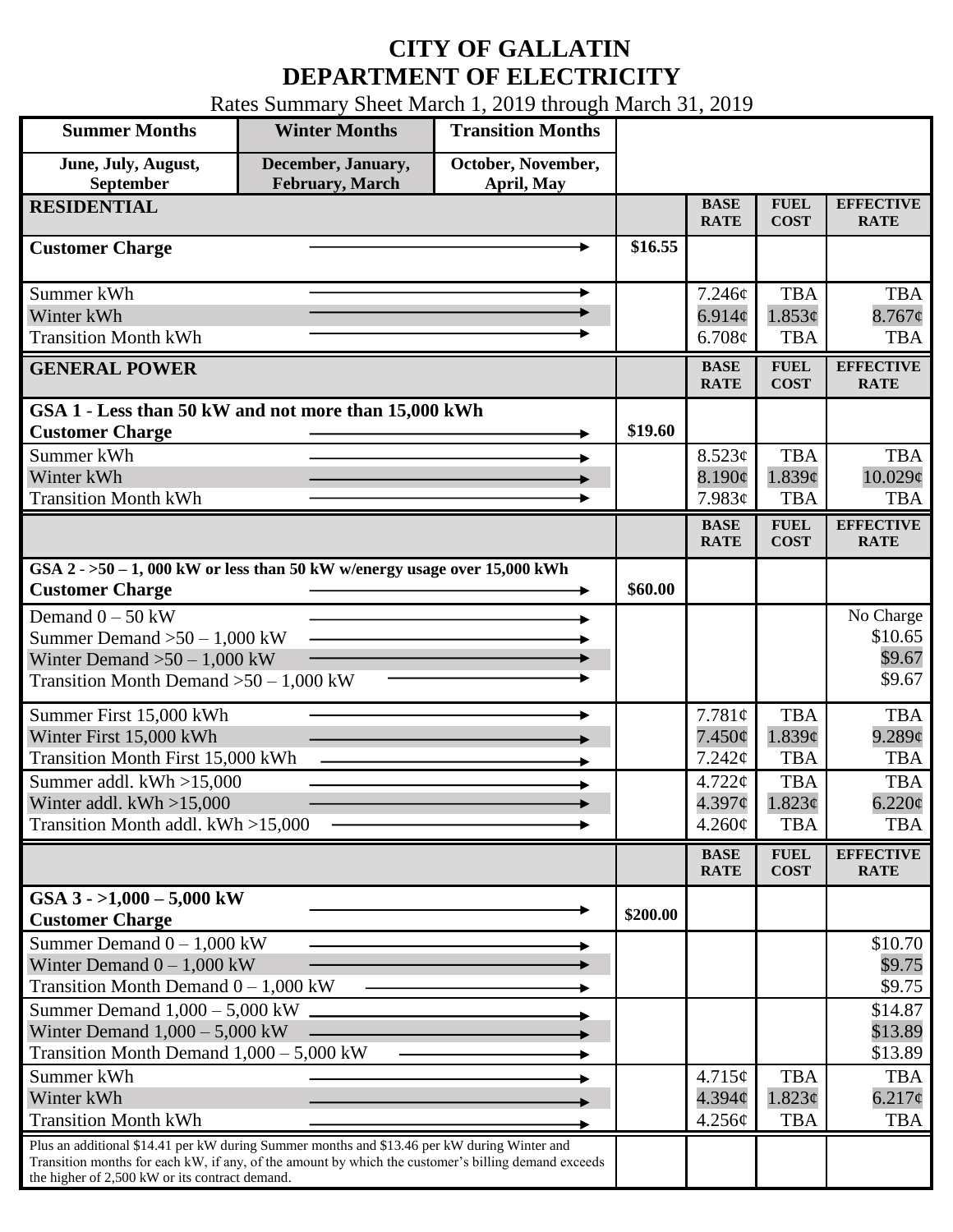# CITY OF GALLATIN
# DEPARTMENT OF ELECTRICITY

Rates Summary Sheet March 1, 2019 through March 31, 2019

| Summer Months | Winter Months | Transition Months |
|---|---|---|
| June, July, August, September | December, January, February, March | October, November, April, May |

| RESIDENTIAL | | BASE RATE | FUEL COST | EFFECTIVE RATE |
|---|---|---|---|---|
| **Customer Charge** | $16.55 | | | |
| Summer kWh | | 7.246¢ | TBA | TBA |
| Winter kWh | | 6.914¢ | 1.853¢ | 8.767¢ |
| Transition Month kWh | | 6.708¢ | TBA | TBA |

| GENERAL POWER | | BASE RATE | FUEL COST | EFFECTIVE RATE |
|---|---|---|---|---|
| **GSA 1 - Less than 50 kW and not more than 15,000 kWh** | | | | |
| **Customer Charge** | $19.60 | | | |
| Summer kWh | | 8.523¢ | TBA | TBA |
| Winter kWh | | 8.190¢ | 1.839¢ | 10.029¢ |
| Transition Month kWh | | 7.983¢ | TBA | TBA |

| | | BASE RATE | FUEL COST | EFFECTIVE RATE |
|---|---|---|---|---|
| **GSA 2 - >50 – 1, 000 kW or less than 50 kW w/energy usage over 15,000 kWh** | | | | |
| **Customer Charge** | $60.00 | | | |
| Demand 0 – 50 kW | | | | No Charge |
| Summer Demand >50 – 1,000 kW | | | | $10.65 |
| Winter Demand >50 – 1,000 kW | | | | $9.67 |
| Transition Month Demand >50 – 1,000 kW | | | | $9.67 |
| Summer First 15,000 kWh | | 7.781¢ | TBA | TBA |
| Winter First 15,000 kWh | | 7.450¢ | 1.839¢ | 9.289¢ |
| Transition Month First 15,000 kWh | | 7.242¢ | TBA | TBA |
| Summer addl. kWh >15,000 | | 4.722¢ | TBA | TBA |
| Winter addl. kWh >15,000 | | 4.397¢ | 1.823¢ | 6.220¢ |
| Transition Month addl. kWh >15,000 | | 4.260¢ | TBA | TBA |

| | | BASE RATE | FUEL COST | EFFECTIVE RATE |
|---|---|---|---|---|
| **GSA 3 - >1,000 – 5,000 kW** | | | | |
| **Customer Charge** | $200.00 | | | |
| Summer Demand 0 – 1,000 kW | | | | $10.70 |
| Winter Demand 0 – 1,000 kW | | | | $9.75 |
| Transition Month Demand 0 – 1,000 kW | | | | $9.75 |
| Summer Demand 1,000 – 5,000 kW | | | | $14.87 |
| Winter Demand 1,000 – 5,000 kW | | | | $13.89 |
| Transition Month Demand 1,000 – 5,000 kW | | | | $13.89 |
| Summer kWh | | 4.715¢ | TBA | TBA |
| Winter kWh | | 4.394¢ | 1.823¢ | 6.217¢ |
| Transition Month kWh | | 4.256¢ | TBA | TBA |
| Plus an additional $14.41 per kW during Summer months and $13.46 per kW during Winter and Transition months for each kW, if any, of the amount by which the customer's billing demand exceeds the higher of 2,500 kW or its contract demand. | | | | |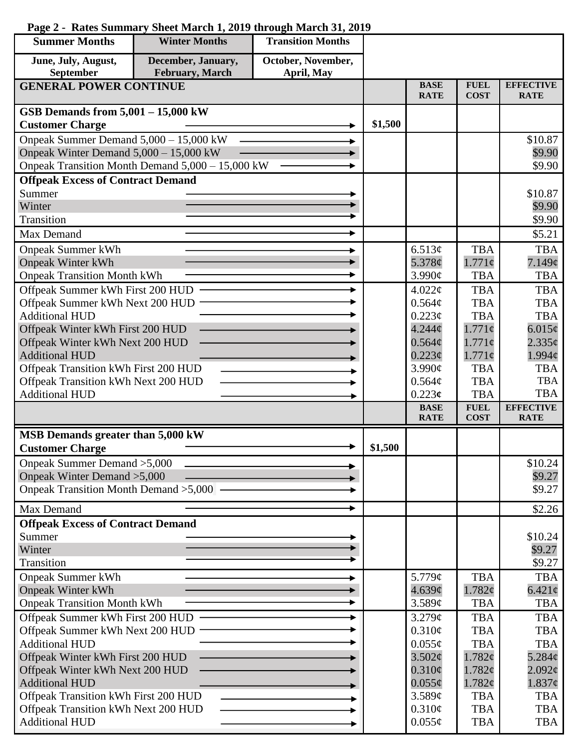**Page 2 - Rates Summary Sheet March 1, 2019 through March 31, 2019**

| Summer Months | Winter Months | Transition Months |
|---|---|---|
| June, July, August, September | December, January, February, March | October, November, April, May |

| GENERAL POWER CONTINUE | | BASE RATE | FUEL COST | EFFECTIVE RATE |
|---|---|---|---|---|
| **GSB Demands from 5,001 – 15,000 kW** | | | | |
| **Customer Charge** → | $1,500 | | | |
| Onpeak Summer Demand 5,000 – 15,000 kW → | | | | $10.87 |
| Onpeak Winter Demand 5,000 – 15,000 kW → | | | | $9.90 |
| Onpeak Transition Month Demand 5,000 – 15,000 kW → | | | | $9.90 |
| **Offpeak Excess of Contract Demand** | | | | |
| Summer → | | | | $10.87 |
| Winter → | | | | $9.90 |
| Transition → | | | | $9.90 |
| Max Demand → | | | | $5.21 |
| Onpeak Summer kWh → | | 6.513¢ | TBA | TBA |
| Onpeak Winter kWh → | | 5.378¢ | 1.771¢ | 7.149¢ |
| Onpeak Transition Month kWh → | | 3.990¢ | TBA | TBA |
| Offpeak Summer kWh First 200 HUD → | | 4.022¢ | TBA | TBA |
| Offpeak Summer kWh Next 200 HUD → | | 0.564¢ | TBA | TBA |
| Additional HUD → | | 0.223¢ | TBA | TBA |
| Offpeak Winter kWh First 200 HUD → | | 4.244¢ | 1.771¢ | 6.015¢ |
| Offpeak Winter kWh Next 200 HUD → | | 0.564¢ | 1.771¢ | 2.335¢ |
| Additional HUD → | | 0.223¢ | 1.771¢ | 1.994¢ |
| Offpeak Transition kWh First 200 HUD → | | 3.990¢ | TBA | TBA |
| Offpeak Transition kWh Next 200 HUD → | | 0.564¢ | TBA | TBA |
| Additional HUD → | | 0.223¢ | TBA | TBA |

| | | BASE RATE | FUEL COST | EFFECTIVE RATE |
|---|---|---|---|---|
| **MSB Demands greater than 5,000 kW** | | | | |
| **Customer Charge** → | $1,500 | | | |
| Onpeak Summer Demand >5,000 → | | | | $10.24 |
| Onpeak Winter Demand >5,000 → | | | | $9.27 |
| Onpeak Transition Month Demand >5,000 → | | | | $9.27 |
| Max Demand → | | | | $2.26 |
| **Offpeak Excess of Contract Demand** | | | | |
| Summer → | | | | $10.24 |
| Winter → | | | | $9.27 |
| Transition → | | | | $9.27 |
| Onpeak Summer kWh → | | 5.779¢ | TBA | TBA |
| Onpeak Winter kWh → | | 4.639¢ | 1.782¢ | 6.421¢ |
| Onpeak Transition Month kWh → | | 3.589¢ | TBA | TBA |
| Offpeak Summer kWh First 200 HUD → | | 3.279¢ | TBA | TBA |
| Offpeak Summer kWh Next 200 HUD → | | 0.310¢ | TBA | TBA |
| Additional HUD → | | 0.055¢ | TBA | TBA |
| Offpeak Winter kWh First 200 HUD → | | 3.502¢ | 1.782¢ | 5.284¢ |
| Offpeak Winter kWh Next 200 HUD → | | 0.310¢ | 1.782¢ | 2.092¢ |
| Additional HUD → | | 0.055¢ | 1.782¢ | 1.837¢ |
| Offpeak Transition kWh First 200 HUD → | | 3.589¢ | TBA | TBA |
| Offpeak Transition kWh Next 200 HUD → | | 0.310¢ | TBA | TBA |
| Additional HUD → | | 0.055¢ | TBA | TBA |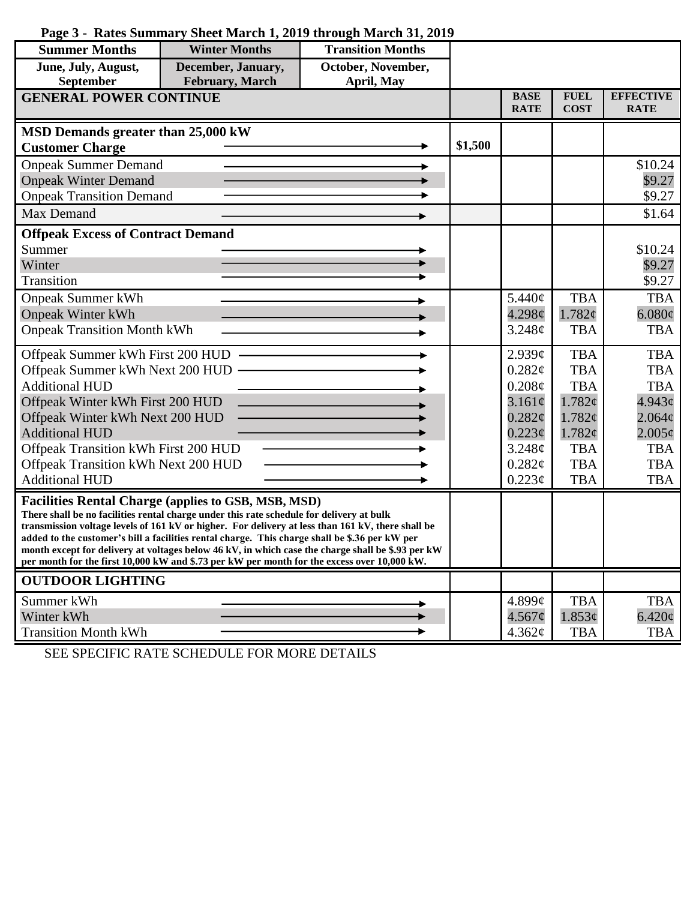**Page 3 - Rates Summary Sheet March 1, 2019 through March 31, 2019**

| Summer Months | Winter Months | Transition Months |
|---|---|---|
| June, July, August, September | December, January, February, March | October, November, April, May |

| GENERAL POWER CONTINUE | | BASE RATE | FUEL COST | EFFECTIVE RATE |
|---|---|---|---|---|
| **MSD Demands greater than 25,000 kW** | | | | |
| **Customer Charge** | $1,500 | | | |
| Onpeak Summer Demand | | | | $10.24 |
| Onpeak Winter Demand | | | | $9.27 |
| Onpeak Transition Demand | | | | $9.27 |
| Max Demand | | | | $1.64 |
| **Offpeak Excess of Contract Demand** | | | | |
| Summer | | | | $10.24 |
| Winter | | | | $9.27 |
| Transition | | | | $9.27 |
| Onpeak Summer kWh | | 5.440¢ | TBA | TBA |
| Onpeak Winter kWh | | 4.298¢ | 1.782¢ | 6.080¢ |
| Onpeak Transition Month kWh | | 3.248¢ | TBA | TBA |
| Offpeak Summer kWh First 200 HUD | | 2.939¢ | TBA | TBA |
| Offpeak Summer kWh Next 200 HUD | | 0.282¢ | TBA | TBA |
| Additional HUD | | 0.208¢ | TBA | TBA |
| Offpeak Winter kWh First 200 HUD | | 3.161¢ | 1.782¢ | 4.943¢ |
| Offpeak Winter kWh Next 200 HUD | | 0.282¢ | 1.782¢ | 2.064¢ |
| Additional HUD | | 0.223¢ | 1.782¢ | 2.005¢ |
| Offpeak Transition kWh First 200 HUD | | 3.248¢ | TBA | TBA |
| Offpeak Transition kWh Next 200 HUD | | 0.282¢ | TBA | TBA |
| Additional HUD | | 0.223¢ | TBA | TBA |
| **Facilities Rental Charge (applies to GSB, MSB, MSD)** There shall be no facilities rental charge under this rate schedule for delivery at bulk transmission voltage levels of 161 kV or higher. For delivery at less than 161 kV, there shall be added to the customer's bill a facilities rental charge. This charge shall be $.36 per kW per month except for delivery at voltages below 46 kV, in which case the charge shall be $.93 per kW per month for the first 10,000 kW and $.73 per kW per month for the excess over 10,000 kW. | | | | |
| **OUTDOOR LIGHTING** | | | | |
| Summer kWh | | 4.899¢ | TBA | TBA |
| Winter kWh | | 4.567¢ | 1.853¢ | 6.420¢ |
| Transition Month kWh | | 4.362¢ | TBA | TBA |

SEE SPECIFIC RATE SCHEDULE FOR MORE DETAILS